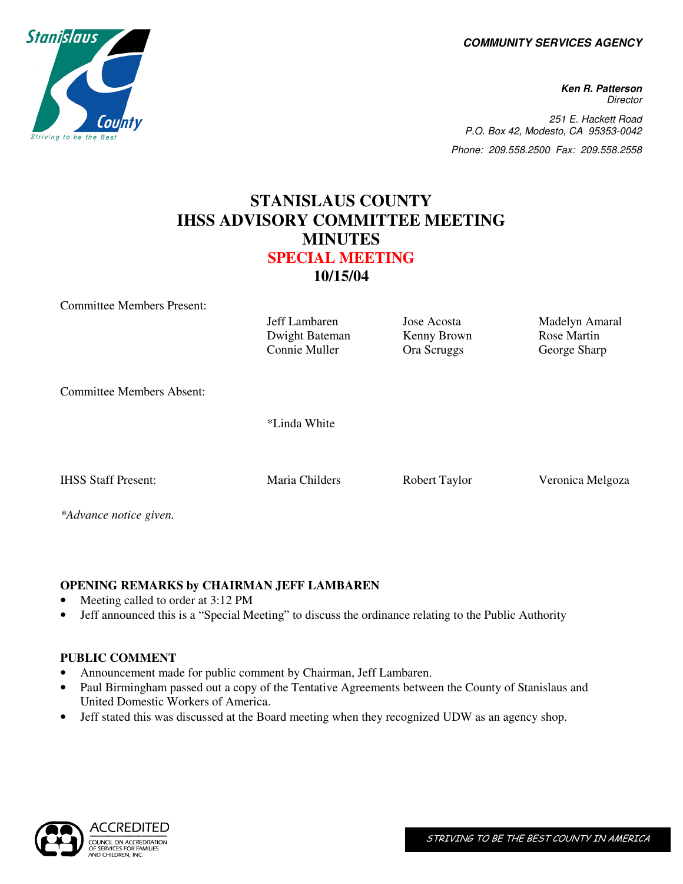**COMMUNITY SERVICES AGENCY**

**Ken R. Patterson**
*Director*

*251 E. Hackett Road*
*P.O. Box 42, Modesto, CA 95353-0042*
*Phone: 209.558.2500 Fax: 209.558.2558*

# STANISLAUS COUNTY
# IHSS ADVISORY COMMITTEE MEETING
# MINUTES
# SPECIAL MEETING
# 10/15/04

Committee Members Present:

| | | |
|---|---|---|
| Jeff Lambaren | Jose Acosta | Madelyn Amaral |
| Dwight Bateman | Kenny Brown | Rose Martin |
| Connie Muller | Ora Scruggs | George Sharp |

Committee Members Absent:

*Linda White

IHSS Staff Present: Maria Childers, Robert Taylor, Veronica Melgoza

*\*Advance notice given.*

**OPENING REMARKS by CHAIRMAN JEFF LAMBAREN**

- Meeting called to order at 3:12 PM
- Jeff announced this is a "Special Meeting" to discuss the ordinance relating to the Public Authority

**PUBLIC COMMENT**

- Announcement made for public comment by Chairman, Jeff Lambaren.
- Paul Birmingham passed out a copy of the Tentative Agreements between the County of Stanislaus and United Domestic Workers of America.
- Jeff stated this was discussed at the Board meeting when they recognized UDW as an agency shop.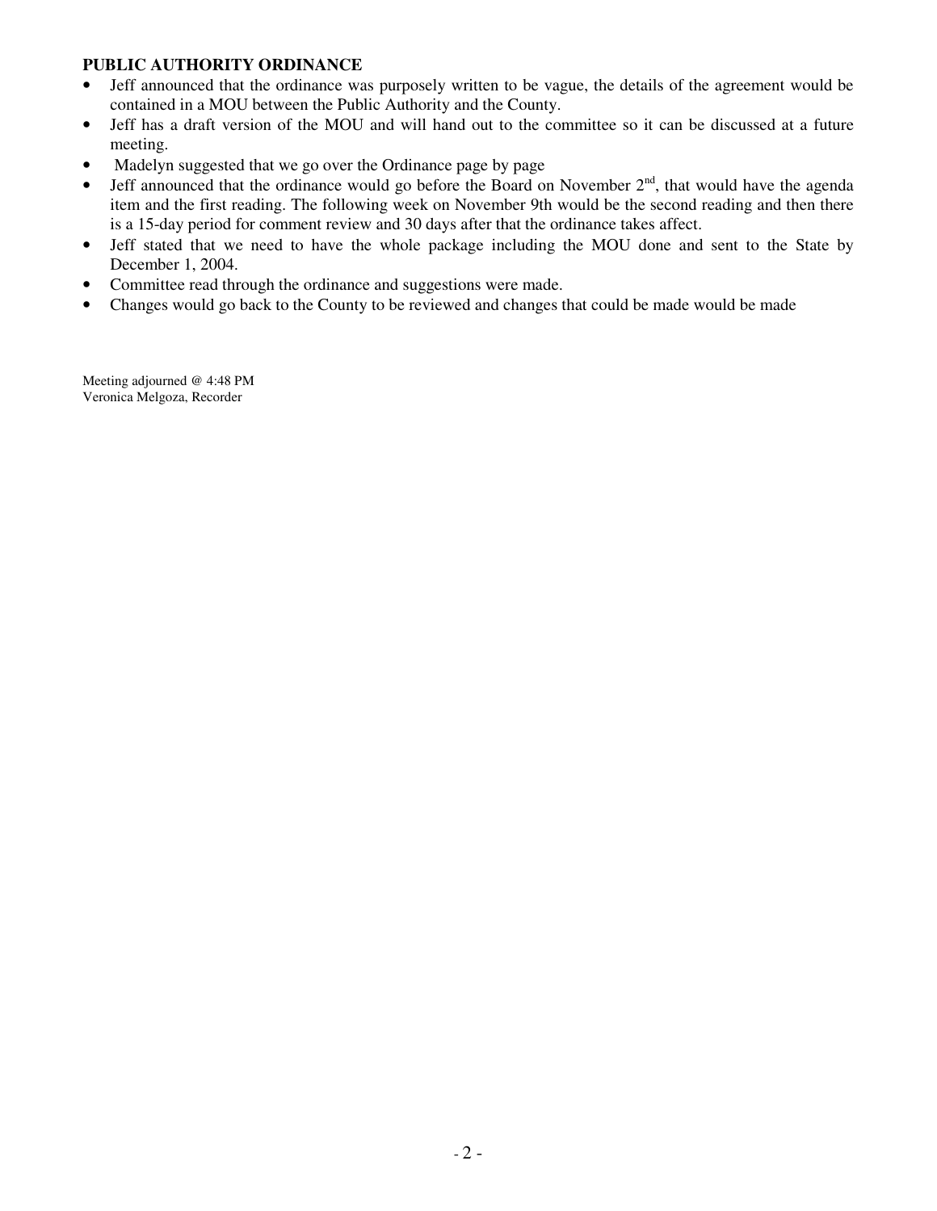**PUBLIC AUTHORITY ORDINANCE**

- Jeff announced that the ordinance was purposely written to be vague, the details of the agreement would be contained in a MOU between the Public Authority and the County.
- Jeff has a draft version of the MOU and will hand out to the committee so it can be discussed at a future meeting.
- Madelyn suggested that we go over the Ordinance page by page
- Jeff announced that the ordinance would go before the Board on November 2nd, that would have the agenda item and the first reading. The following week on November 9th would be the second reading and then there is a 15-day period for comment review and 30 days after that the ordinance takes affect.
- Jeff stated that we need to have the whole package including the MOU done and sent to the State by December 1, 2004.
- Committee read through the ordinance and suggestions were made.
- Changes would go back to the County to be reviewed and changes that could be made would be made

Meeting adjourned @ 4:48 PM
Veronica Melgoza, Recorder